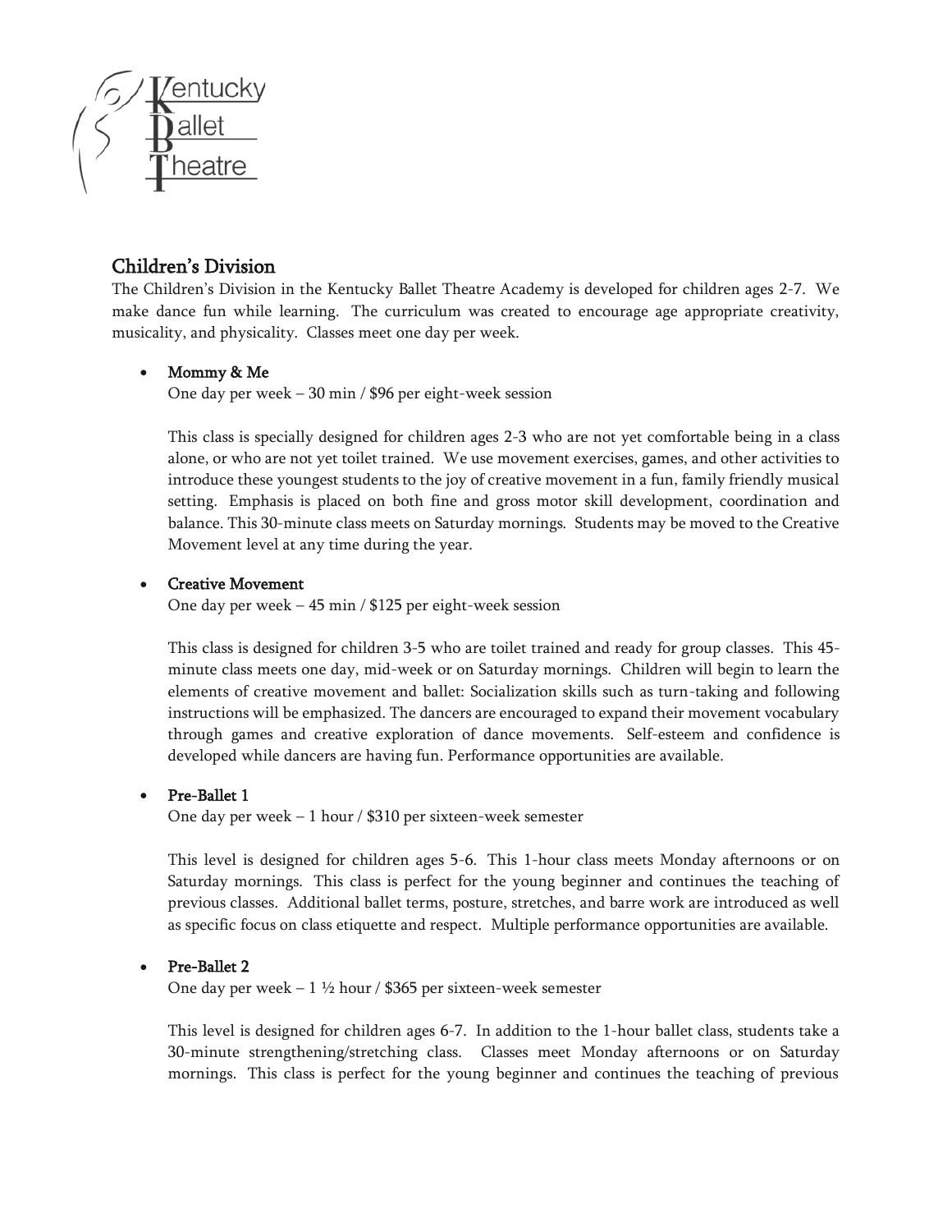Kentucky Ballet Theatre

## Children's Division

The Children's Division in the Kentucky Ballet Theatre Academy is developed for children ages 2-7. We make dance fun while learning. The curriculum was created to encourage age appropriate creativity, musicality, and physicality. Classes meet one day per week.

- **Mommy & Me**

  One day per week – 30 min / $96 per eight-week session

  This class is specially designed for children ages 2-3 who are not yet comfortable being in a class alone, or who are not yet toilet trained. We use movement exercises, games, and other activities to introduce these youngest students to the joy of creative movement in a fun, family friendly musical setting. Emphasis is placed on both fine and gross motor skill development, coordination and balance. This 30-minute class meets on Saturday mornings. Students may be moved to the Creative Movement level at any time during the year.

- **Creative Movement**

  One day per week – 45 min / $125 per eight-week session

  This class is designed for children 3-5 who are toilet trained and ready for group classes. This 45-minute class meets one day, mid-week or on Saturday mornings. Children will begin to learn the elements of creative movement and ballet: Socialization skills such as turn-taking and following instructions will be emphasized. The dancers are encouraged to expand their movement vocabulary through games and creative exploration of dance movements. Self-esteem and confidence is developed while dancers are having fun. Performance opportunities are available.

- **Pre-Ballet 1**

  One day per week – 1 hour / $310 per sixteen-week semester

  This level is designed for children ages 5-6. This 1-hour class meets Monday afternoons or on Saturday mornings. This class is perfect for the young beginner and continues the teaching of previous classes. Additional ballet terms, posture, stretches, and barre work are introduced as well as specific focus on class etiquette and respect. Multiple performance opportunities are available.

- **Pre-Ballet 2**

  One day per week – 1 ½ hour / $365 per sixteen-week semester

  This level is designed for children ages 6-7. In addition to the 1-hour ballet class, students take a 30-minute strengthening/stretching class. Classes meet Monday afternoons or on Saturday mornings. This class is perfect for the young beginner and continues the teaching of previous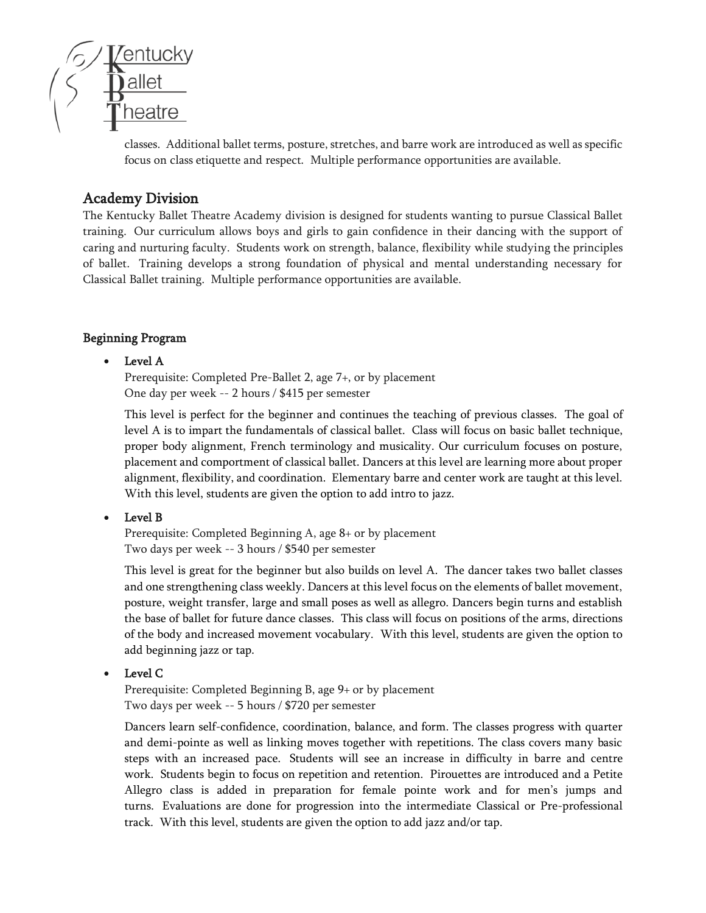classes. Additional ballet terms, posture, stretches, and barre work are introduced as well as specific focus on class etiquette and respect. Multiple performance opportunities are available.

## Academy Division

The Kentucky Ballet Theatre Academy division is designed for students wanting to pursue Classical Ballet training. Our curriculum allows boys and girls to gain confidence in their dancing with the support of caring and nurturing faculty. Students work on strength, balance, flexibility while studying the principles of ballet. Training develops a strong foundation of physical and mental understanding necessary for Classical Ballet training. Multiple performance opportunities are available.

### Beginning Program

- **Level A**

  Prerequisite: Completed Pre-Ballet 2, age 7+, or by placement
  One day per week -- 2 hours / $415 per semester

  This level is perfect for the beginner and continues the teaching of previous classes. The goal of level A is to impart the fundamentals of classical ballet. Class will focus on basic ballet technique, proper body alignment, French terminology and musicality. Our curriculum focuses on posture, placement and comportment of classical ballet. Dancers at this level are learning more about proper alignment, flexibility, and coordination. Elementary barre and center work are taught at this level. With this level, students are given the option to add intro to jazz.

- **Level B**

  Prerequisite: Completed Beginning A, age 8+ or by placement
  Two days per week -- 3 hours / $540 per semester

  This level is great for the beginner but also builds on level A. The dancer takes two ballet classes and one strengthening class weekly. Dancers at this level focus on the elements of ballet movement, posture, weight transfer, large and small poses as well as allegro. Dancers begin turns and establish the base of ballet for future dance classes. This class will focus on positions of the arms, directions of the body and increased movement vocabulary. With this level, students are given the option to add beginning jazz or tap.

- **Level C**

  Prerequisite: Completed Beginning B, age 9+ or by placement
  Two days per week -- 5 hours / $720 per semester

  Dancers learn self-confidence, coordination, balance, and form. The classes progress with quarter and demi-pointe as well as linking moves together with repetitions. The class covers many basic steps with an increased pace. Students will see an increase in difficulty in barre and centre work. Students begin to focus on repetition and retention. Pirouettes are introduced and a Petite Allegro class is added in preparation for female pointe work and for men's jumps and turns. Evaluations are done for progression into the intermediate Classical or Pre-professional track. With this level, students are given the option to add jazz and/or tap.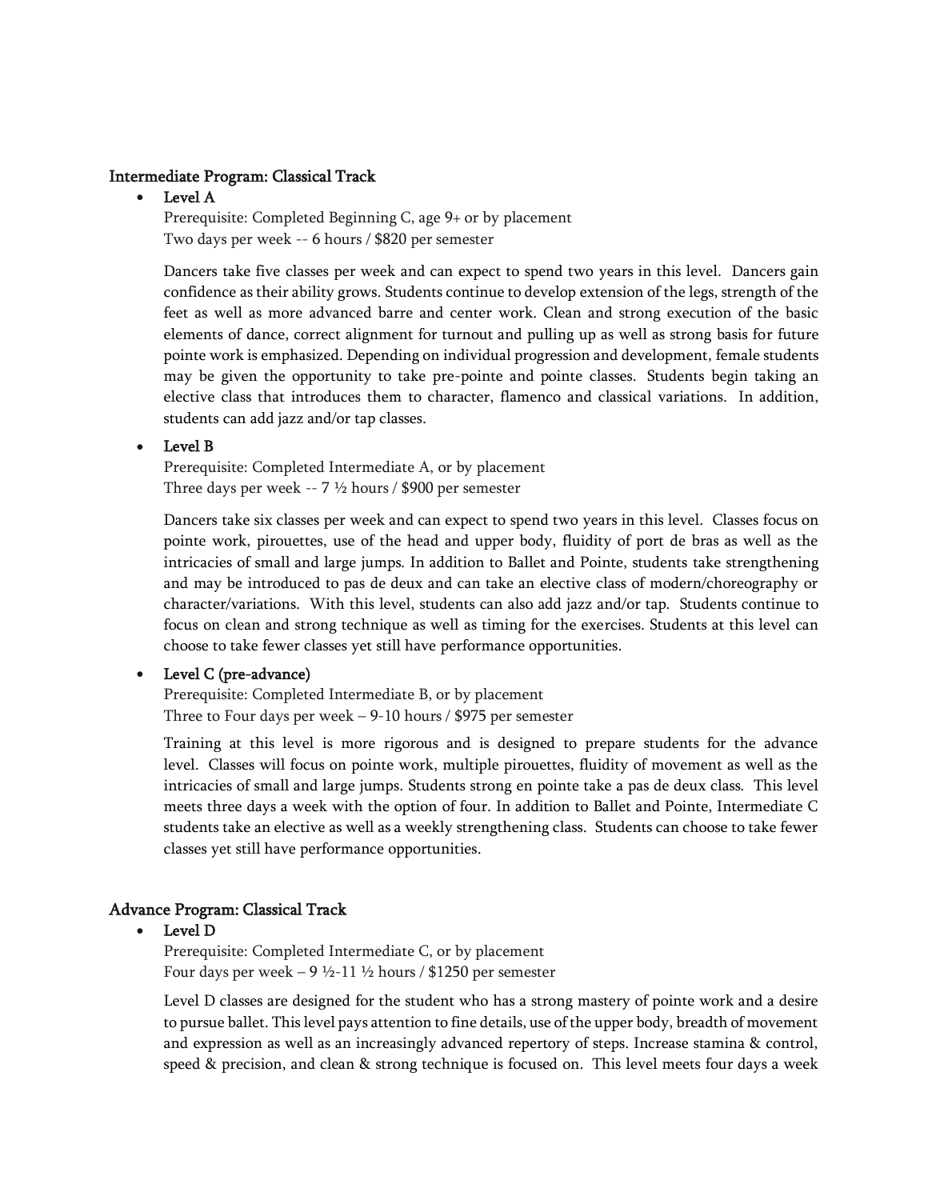### Intermediate Program: Classical Track

- **Level A**
  Prerequisite: Completed Beginning C, age 9+ or by placement
  Two days per week -- 6 hours / $820 per semester

  Dancers take five classes per week and can expect to spend two years in this level. Dancers gain confidence as their ability grows. Students continue to develop extension of the legs, strength of the feet as well as more advanced barre and center work. Clean and strong execution of the basic elements of dance, correct alignment for turnout and pulling up as well as strong basis for future pointe work is emphasized. Depending on individual progression and development, female students may be given the opportunity to take pre-pointe and pointe classes. Students begin taking an elective class that introduces them to character, flamenco and classical variations. In addition, students can add jazz and/or tap classes.

- **Level B**
  Prerequisite: Completed Intermediate A, or by placement
  Three days per week -- 7 ½ hours / $900 per semester

  Dancers take six classes per week and can expect to spend two years in this level. Classes focus on pointe work, pirouettes, use of the head and upper body, fluidity of port de bras as well as the intricacies of small and large jumps. In addition to Ballet and Pointe, students take strengthening and may be introduced to pas de deux and can take an elective class of modern/choreography or character/variations. With this level, students can also add jazz and/or tap. Students continue to focus on clean and strong technique as well as timing for the exercises. Students at this level can choose to take fewer classes yet still have performance opportunities.

- **Level C (pre-advance)**
  Prerequisite: Completed Intermediate B, or by placement
  Three to Four days per week – 9-10 hours / $975 per semester

  Training at this level is more rigorous and is designed to prepare students for the advance level. Classes will focus on pointe work, multiple pirouettes, fluidity of movement as well as the intricacies of small and large jumps. Students strong en pointe take a pas de deux class. This level meets three days a week with the option of four. In addition to Ballet and Pointe, Intermediate C students take an elective as well as a weekly strengthening class. Students can choose to take fewer classes yet still have performance opportunities.

### Advance Program: Classical Track

- **Level D**
  Prerequisite: Completed Intermediate C, or by placement
  Four days per week – 9 ½-11 ½ hours / $1250 per semester

  Level D classes are designed for the student who has a strong mastery of pointe work and a desire to pursue ballet. This level pays attention to fine details, use of the upper body, breadth of movement and expression as well as an increasingly advanced repertory of steps. Increase stamina & control, speed & precision, and clean & strong technique is focused on. This level meets four days a week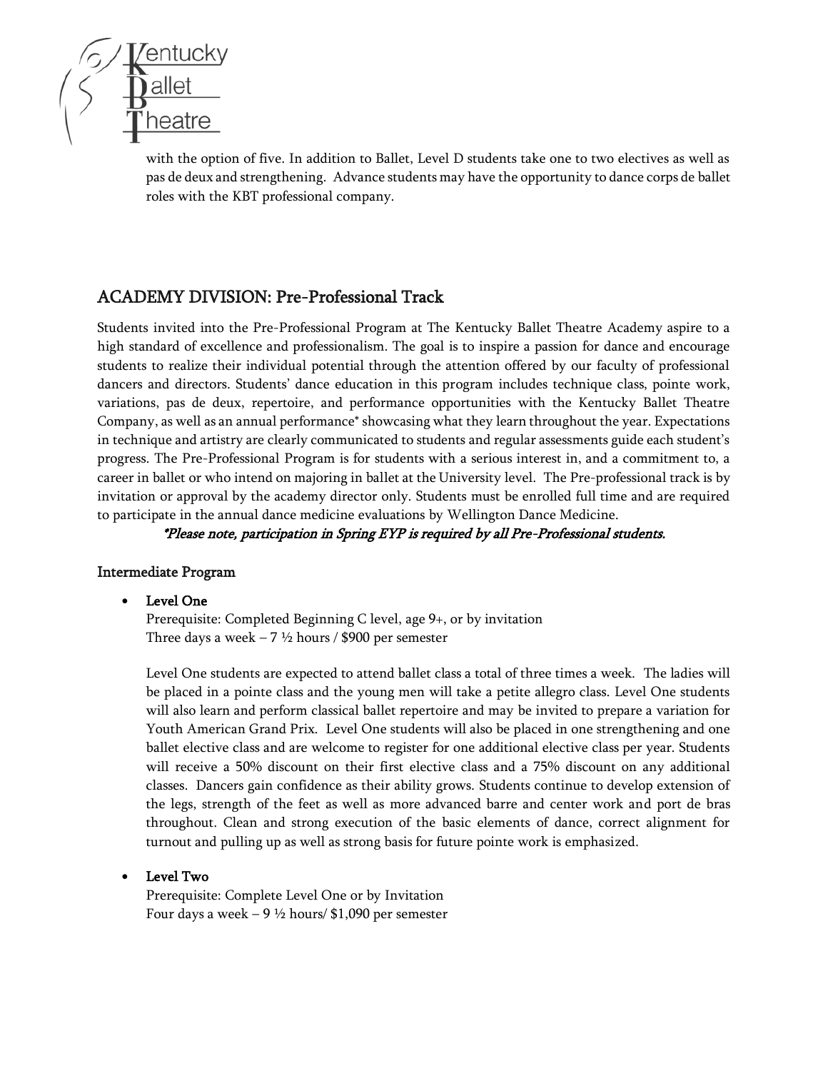with the option of five. In addition to Ballet, Level D students take one to two electives as well as pas de deux and strengthening. Advance students may have the opportunity to dance corps de ballet roles with the KBT professional company.

## ACADEMY DIVISION: Pre-Professional Track

Students invited into the Pre-Professional Program at The Kentucky Ballet Theatre Academy aspire to a high standard of excellence and professionalism. The goal is to inspire a passion for dance and encourage students to realize their individual potential through the attention offered by our faculty of professional dancers and directors. Students' dance education in this program includes technique class, pointe work, variations, pas de deux, repertoire, and performance opportunities with the Kentucky Ballet Theatre Company, as well as an annual performance* showcasing what they learn throughout the year. Expectations in technique and artistry are clearly communicated to students and regular assessments guide each student's progress. The Pre-Professional Program is for students with a serious interest in, and a commitment to, a career in ballet or who intend on majoring in ballet at the University level. The Pre-professional track is by invitation or approval by the academy director only. Students must be enrolled full time and are required to participate in the annual dance medicine evaluations by Wellington Dance Medicine.

*\*Please note, participation in Spring EYP is required by all Pre-Professional students.*

### Intermediate Program

- **Level One**
  Prerequisite: Completed Beginning C level, age 9+, or by invitation
  Three days a week – 7 ½ hours / $900 per semester

  Level One students are expected to attend ballet class a total of three times a week. The ladies will be placed in a pointe class and the young men will take a petite allegro class. Level One students will also learn and perform classical ballet repertoire and may be invited to prepare a variation for Youth American Grand Prix. Level One students will also be placed in one strengthening and one ballet elective class and are welcome to register for one additional elective class per year. Students will receive a 50% discount on their first elective class and a 75% discount on any additional classes. Dancers gain confidence as their ability grows. Students continue to develop extension of the legs, strength of the feet as well as more advanced barre and center work and port de bras throughout. Clean and strong execution of the basic elements of dance, correct alignment for turnout and pulling up as well as strong basis for future pointe work is emphasized.

- **Level Two**
  Prerequisite: Complete Level One or by Invitation
  Four days a week – 9 ½ hours/ $1,090 per semester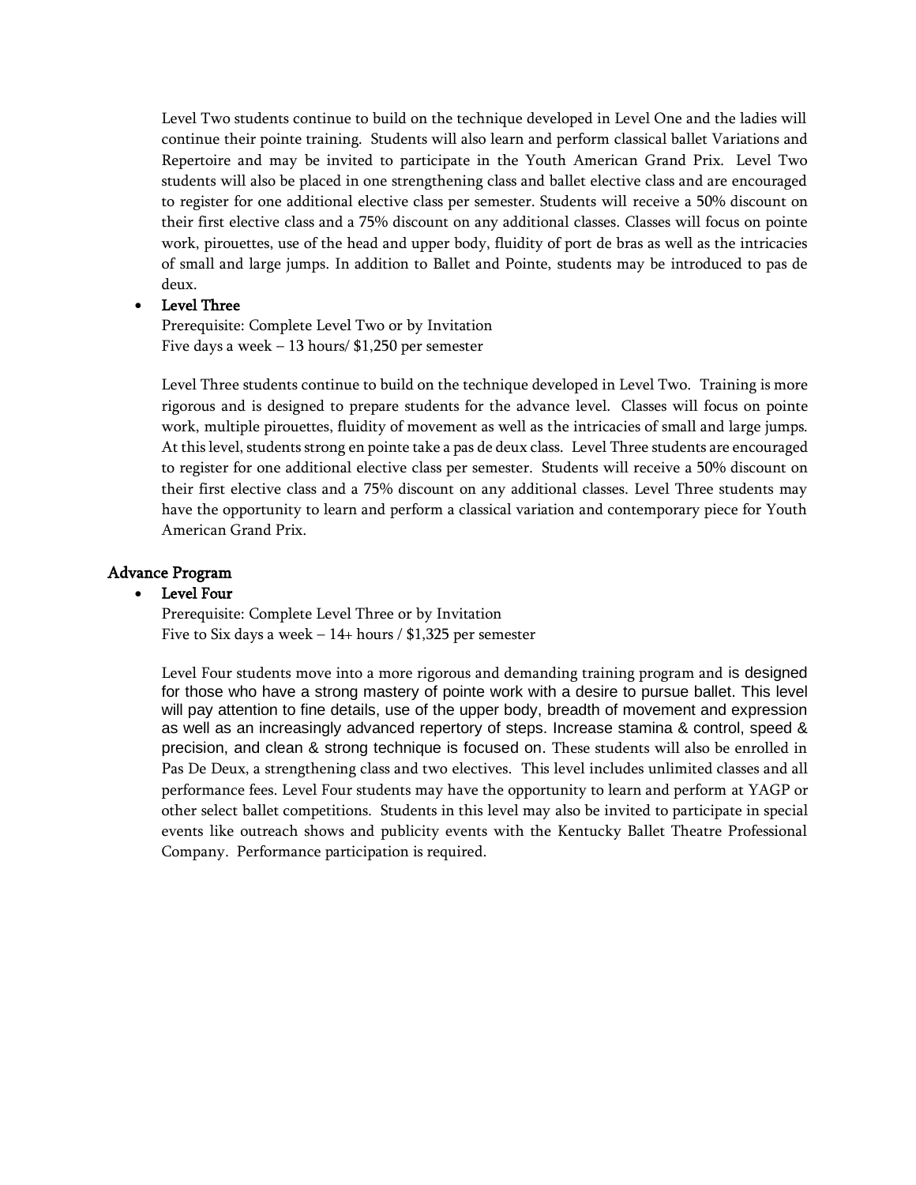Level Two students continue to build on the technique developed in Level One and the ladies will continue their pointe training. Students will also learn and perform classical ballet Variations and Repertoire and may be invited to participate in the Youth American Grand Prix. Level Two students will also be placed in one strengthening class and ballet elective class and are encouraged to register for one additional elective class per semester. Students will receive a 50% discount on their first elective class and a 75% discount on any additional classes. Classes will focus on pointe work, pirouettes, use of the head and upper body, fluidity of port de bras as well as the intricacies of small and large jumps. In addition to Ballet and Pointe, students may be introduced to pas de deux.

- **Level Three**

  Prerequisite: Complete Level Two or by Invitation
  Five days a week – 13 hours/ $1,250 per semester

  Level Three students continue to build on the technique developed in Level Two. Training is more rigorous and is designed to prepare students for the advance level. Classes will focus on pointe work, multiple pirouettes, fluidity of movement as well as the intricacies of small and large jumps. At this level, students strong en pointe take a pas de deux class. Level Three students are encouraged to register for one additional elective class per semester. Students will receive a 50% discount on their first elective class and a 75% discount on any additional classes. Level Three students may have the opportunity to learn and perform a classical variation and contemporary piece for Youth American Grand Prix.

## Advance Program

- **Level Four**

  Prerequisite: Complete Level Three or by Invitation
  Five to Six days a week – 14+ hours / $1,325 per semester

  Level Four students move into a more rigorous and demanding training program and is designed for those who have a strong mastery of pointe work with a desire to pursue ballet. This level will pay attention to fine details, use of the upper body, breadth of movement and expression as well as an increasingly advanced repertory of steps. Increase stamina & control, speed & precision, and clean & strong technique is focused on. These students will also be enrolled in Pas De Deux, a strengthening class and two electives. This level includes unlimited classes and all performance fees. Level Four students may have the opportunity to learn and perform at YAGP or other select ballet competitions. Students in this level may also be invited to participate in special events like outreach shows and publicity events with the Kentucky Ballet Theatre Professional Company. Performance participation is required.